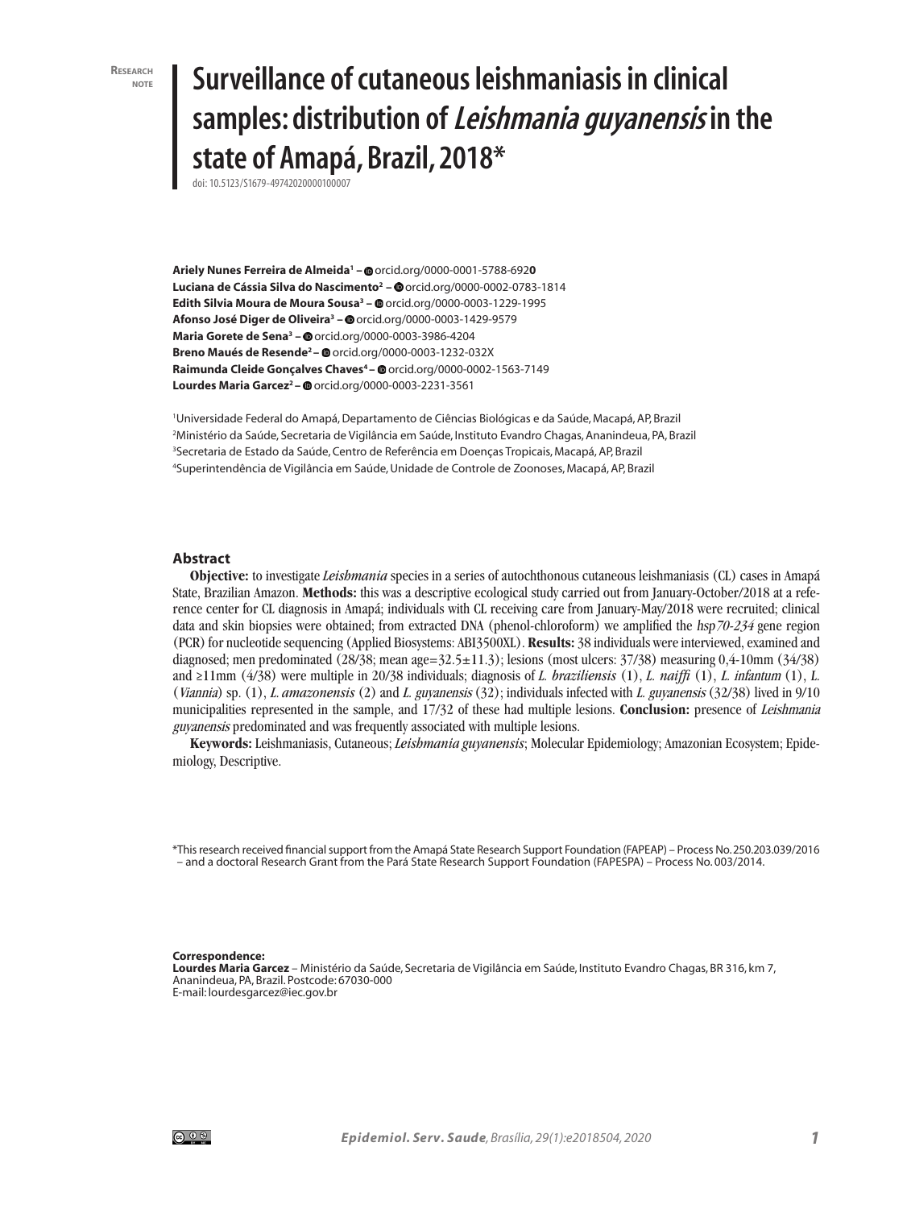Research note

# Surveillance of cutaneous leishmaniasis in clinical samples: distribution of *Leishmania guyanensis* in the state of Amapá, Brazil, 2018*

doi: 10.5123/S1679-49742020000100007

**Ariely Nunes Ferreira de Almeida**[1] – orcid.org/0000-0001-5788-6920
**Luciana de Cássia Silva do Nascimento**[2] – orcid.org/0000-0002-0783-1814
**Edith Silvia Moura de Moura Sousa**[3] – orcid.org/0000-0003-1229-1995
**Afonso José Diger de Oliveira**[3] – orcid.org/0000-0003-1429-9579
**Maria Gorete de Sena**[3] – orcid.org/0000-0003-3986-4204
**Breno Maués de Resende**[2] – orcid.org/0000-0003-1232-032X
**Raimunda Cleide Gonçalves Chaves**[4] – orcid.org/0000-0002-1563-7149
**Lourdes Maria Garcez**[2] – orcid.org/0000-0003-2231-3561

[1]Universidade Federal do Amapá, Departamento de Ciências Biológicas e da Saúde, Macapá, AP, Brazil
[2]Ministério da Saúde, Secretaria de Vigilância em Saúde, Instituto Evandro Chagas, Ananindeua, PA, Brazil
[3]Secretaria de Estado da Saúde, Centro de Referência em Doenças Tropicais, Macapá, AP, Brazil
[4]Superintendência de Vigilância em Saúde, Unidade de Controle de Zoonoses, Macapá, AP, Brazil

## Abstract

**Objective:** to investigate *Leishmania* species in a series of autochthonous cutaneous leishmaniasis (CL) cases in Amapá State, Brazilian Amazon. **Methods:** this was a descriptive ecological study carried out from January-October/2018 at a reference center for CL diagnosis in Amapá; individuals with CL receiving care from January-May/2018 were recruited; clinical data and skin biopsies were obtained; from extracted DNA (phenol-chloroform) we amplified the *hsp70-234* gene region (PCR) for nucleotide sequencing (Applied Biosystems: ABI3500XL). **Results:** 38 individuals were interviewed, examined and diagnosed; men predominated (28/38; mean age=32.5±11.3); lesions (most ulcers: 37/38) measuring 0,4-10mm (34/38) and ≥11mm (4/38) were multiple in 20/38 individuals; diagnosis of *L. braziliensis* (1), *L. naiffi* (1), *L. infantum* (1), *L.* (*Viannia*) sp. (1), *L. amazonensis* (2) and *L. guyanensis* (32); individuals infected with *L. guyanensis* (32/38) lived in 9/10 municipalities represented in the sample, and 17/32 of these had multiple lesions. **Conclusion:** presence of *Leishmania guyanensis* predominated and was frequently associated with multiple lesions.

**Keywords:** Leishmaniases, Cutaneous; *Leishmania guyanensis*; Molecular Epidemiology; Amazonian Ecosystem; Epidemiology, Descriptive.

*This research received financial support from the Amapá State Research Support Foundation (FAPEAP) – Process No. 250.203.039/2016 – and a doctoral Research Grant from the Pará State Research Support Foundation (FAPESPA) – Process No. 003/2014.

**Correspondence:**
**Lourdes Maria Garcez** – Ministério da Saúde, Secretaria de Vigilância em Saúde, Instituto Evandro Chagas, BR 316, km 7, Ananindeua, PA, Brazil. Postcode: 67030-000
E-mail: lourdesgarcez@iec.gov.br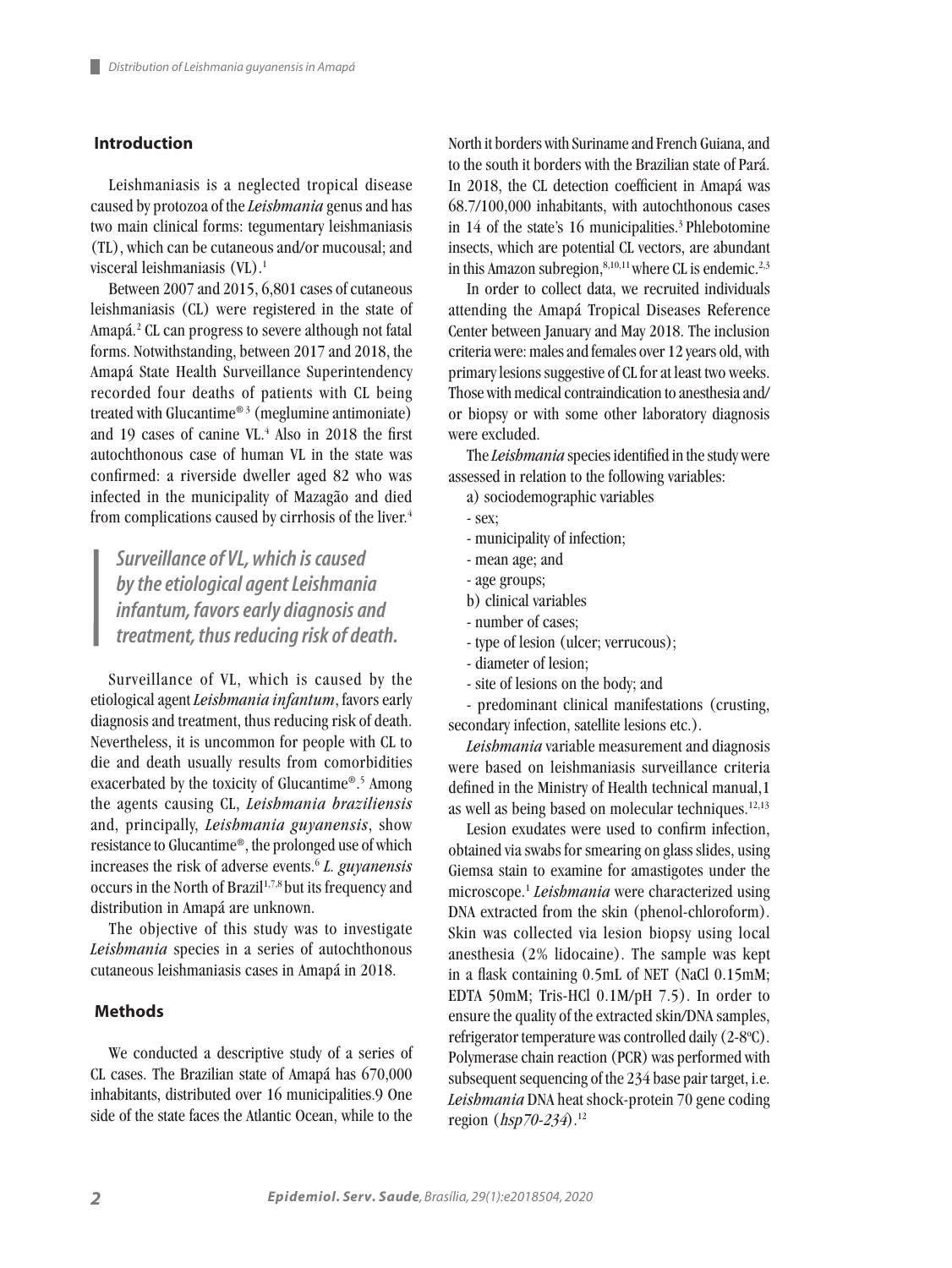## Introduction

Leishmaniasis is a neglected tropical disease caused by protozoa of the *Leishmania* genus and has two main clinical forms: tegumentary leishmaniasis (TL), which can be cutaneous and/or mucousal; and visceral leishmaniasis (VL).[1]

Between 2007 and 2015, 6,801 cases of cutaneous leishmaniasis (CL) were registered in the state of Amapá.[2] CL can progress to severe although not fatal forms. Notwithstanding, between 2017 and 2018, the Amapá State Health Surveillance Superintendency recorded four deaths of patients with CL being treated with Glucantime®[3] (meglumine antimoniate) and 19 cases of canine VL.[4] Also in 2018 the first autochthonous case of human VL in the state was confirmed: a riverside dweller aged 82 who was infected in the municipality of Mazagão and died from complications caused by cirrhosis of the liver.[4]

> ***Surveillance of VL, which is caused by the etiological agent Leishmania infantum, favors early diagnosis and treatment, thus reducing risk of death.***

Surveillance of VL, which is caused by the etiological agent *Leishmania infantum*, favors early diagnosis and treatment, thus reducing risk of death. Nevertheless, it is uncommon for people with CL to die and death usually results from comorbidities exacerbated by the toxicity of Glucantime®.[5] Among the agents causing CL, *Leishmania braziliensis* and, principally, *Leishmania guyanensis*, show resistance to Glucantime®, the prolonged use of which increases the risk of adverse events.[6] *L. guyanensis* occurs in the North of Brazil[1,7,8] but its frequency and distribution in Amapá are unknown.

The objective of this study was to investigate *Leishmania* species in a series of autochthonous cutaneous leishmaniasis cases in Amapá in 2018.

## Methods

We conducted a descriptive study of a series of CL cases. The Brazilian state of Amapá has 670,000 inhabitants, distributed over 16 municipalities.9 One side of the state faces the Atlantic Ocean, while to the North it borders with Suriname and French Guiana, and to the south it borders with the Brazilian state of Pará. In 2018, the CL detection coefficient in Amapá was 68.7/100,000 inhabitants, with autochthonous cases in 14 of the state's 16 municipalities.[3] Phlebotomine insects, which are potential CL vectors, are abundant in this Amazon subregion,[8,10,11] where CL is endemic.[2,3]

In order to collect data, we recruited individuals attending the Amapá Tropical Diseases Reference Center between January and May 2018. The inclusion criteria were: males and females over 12 years old, with primary lesions suggestive of CL for at least two weeks. Those with medical contraindication to anesthesia and/or biopsy or with some other laboratory diagnosis were excluded.

The *Leishmania* species identified in the study were assessed in relation to the following variables:

a) sociodemographic variables
- sex;
- municipality of infection;
- mean age; and
- age groups;

b) clinical variables
- number of cases;
- type of lesion (ulcer; verrucous);
- diameter of lesion;
- site of lesions on the body; and
- predominant clinical manifestations (crusting, secondary infection, satellite lesions etc.).

*Leishmania* variable measurement and diagnosis were based on leishmaniasis surveillance criteria defined in the Ministry of Health technical manual,1 as well as being based on molecular techniques.[12,13]

Lesion exudates were used to confirm infection, obtained via swabs for smearing on glass slides, using Giemsa stain to examine for amastigotes under the microscope.[1] *Leishmania* were characterized using DNA extracted from the skin (phenol-chloroform). Skin was collected via lesion biopsy using local anesthesia (2% lidocaine). The sample was kept in a flask containing 0.5mL of NET (NaCl 0.15mM; EDTA 50mM; Tris-HCl 0.1M/pH 7.5). In order to ensure the quality of the extracted skin/DNA samples, refrigerator temperature was controlled daily (2-8ºC). Polymerase chain reaction (PCR) was performed with subsequent sequencing of the 234 base pair target, i.e. *Leishmania* DNA heat shock-protein 70 gene coding region (*hsp70-234*).[12]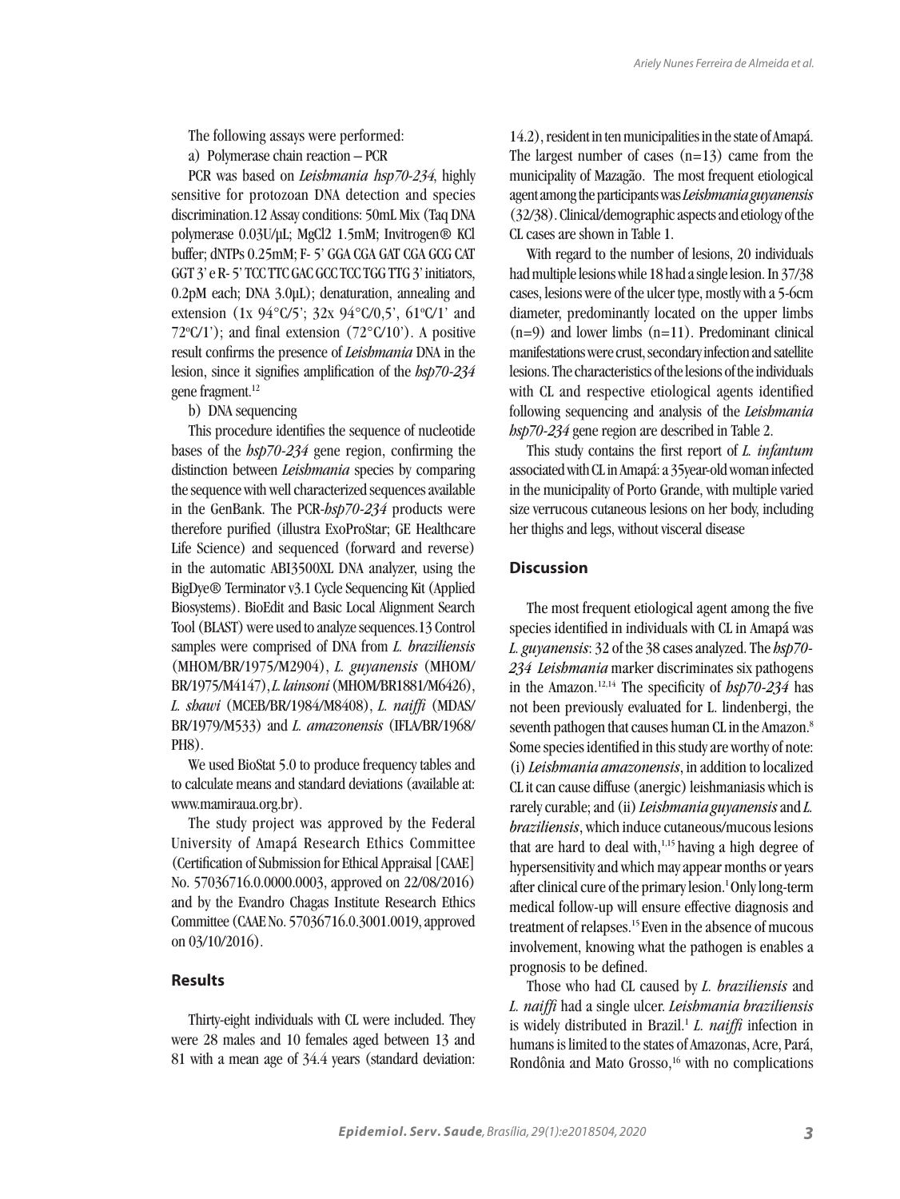The following assays were performed:

a) Polymerase chain reaction – PCR

PCR was based on *Leishmania hsp70-234*, highly sensitive for protozoan DNA detection and species discrimination.12 Assay conditions: 50mL Mix (Taq DNA polymerase 0.03U/µL; MgCl2 1.5mM; Invitrogen® KCl buffer; dNTPs 0.25mM; F- 5' GGA CGA GAT CGA GCG CAT GGT 3' e R- 5' TCC TTC GAC GCC TCC TGG TTG 3' initiators, 0.2pM each; DNA 3.0µL); denaturation, annealing and extension (1x 94°C/5'; 32x 94°C/0,5', 61°C/1' and 72°C/1'); and final extension (72°C/10'). A positive result confirms the presence of *Leishmania* DNA in the lesion, since it signifies amplification of the *hsp70-234* gene fragment.[12]

b) DNA sequencing

This procedure identifies the sequence of nucleotide bases of the *hsp70-234* gene region, confirming the distinction between *Leishmania* species by comparing the sequence with well characterized sequences available in the GenBank. The PCR-*hsp70-234* products were therefore purified (illustra ExoProStar; GE Healthcare Life Science) and sequenced (forward and reverse) in the automatic ABI3500XL DNA analyzer, using the BigDye® Terminator v3.1 Cycle Sequencing Kit (Applied Biosystems). BioEdit and Basic Local Alignment Search Tool (BLAST) were used to analyze sequences.13 Control samples were comprised of DNA from *L. braziliensis* (MHOM/BR/1975/M2904), *L. guyanensis* (MHOM/BR/1975/M4147), *L. lainsoni* (MHOM/BR1881/M6426), *L. shawi* (MCEB/BR/1984/M8408), *L. naiffi* (MDAS/BR/1979/M533) and *L. amazonensis* (IFLA/BR/1968/PH8).

We used BioStat 5.0 to produce frequency tables and to calculate means and standard deviations (available at: www.mamiraua.org.br).

The study project was approved by the Federal University of Amapá Research Ethics Committee (Certification of Submission for Ethical Appraisal [CAAE] No. 57036716.0.0000.0003, approved on 22/08/2016) and by the Evandro Chagas Institute Research Ethics Committee (CAAE No. 57036716.0.3001.0019, approved on 03/10/2016).

## Results

Thirty-eight individuals with CL were included. They were 28 males and 10 females aged between 13 and 81 with a mean age of 34.4 years (standard deviation: 14.2), resident in ten municipalities in the state of Amapá. The largest number of cases (n=13) came from the municipality of Mazagão. The most frequent etiological agent among the participants was *Leishmania guyanensis* (32/38). Clinical/demographic aspects and etiology of the CL cases are shown in Table 1.

With regard to the number of lesions, 20 individuals had multiple lesions while 18 had a single lesion. In 37/38 cases, lesions were of the ulcer type, mostly with a 5-6cm diameter, predominantly located on the upper limbs (n=9) and lower limbs (n=11). Predominant clinical manifestations were crust, secondary infection and satellite lesions. The characteristics of the lesions of the individuals with CL and respective etiological agents identified following sequencing and analysis of the *Leishmania hsp70-234* gene region are described in Table 2.

This study contains the first report of *L. infantum* associated with CL in Amapá: a 35year-old woman infected in the municipality of Porto Grande, with multiple varied size verrucous cutaneous lesions on her body, including her thighs and legs, without visceral disease

## Discussion

The most frequent etiological agent among the five species identified in individuals with CL in Amapá was *L. guyanensis*: 32 of the 38 cases analyzed. The *hsp70-234 Leishmania* marker discriminates six pathogens in the Amazon.[12,14] The specificity of *hsp70-234* has not been previously evaluated for L. lindenbergi, the seventh pathogen that causes human CL in the Amazon.[8] Some species identified in this study are worthy of note: (i) *Leishmania amazonensis*, in addition to localized CL it can cause diffuse (anergic) leishmaniasis which is rarely curable; and (ii) *Leishmania guyanensis* and *L. braziliensis*, which induce cutaneous/mucous lesions that are hard to deal with,[1,15] having a high degree of hypersensitivity and which may appear months or years after clinical cure of the primary lesion.[1] Only long-term medical follow-up will ensure effective diagnosis and treatment of relapses.[15] Even in the absence of mucous involvement, knowing what the pathogen is enables a prognosis to be defined.

Those who had CL caused by *L. braziliensis* and *L. naiffi* had a single ulcer. *Leishmania braziliensis* is widely distributed in Brazil.[1] *L. naiffi* infection in humans is limited to the states of Amazonas, Acre, Pará, Rondônia and Mato Grosso,[16] with no complications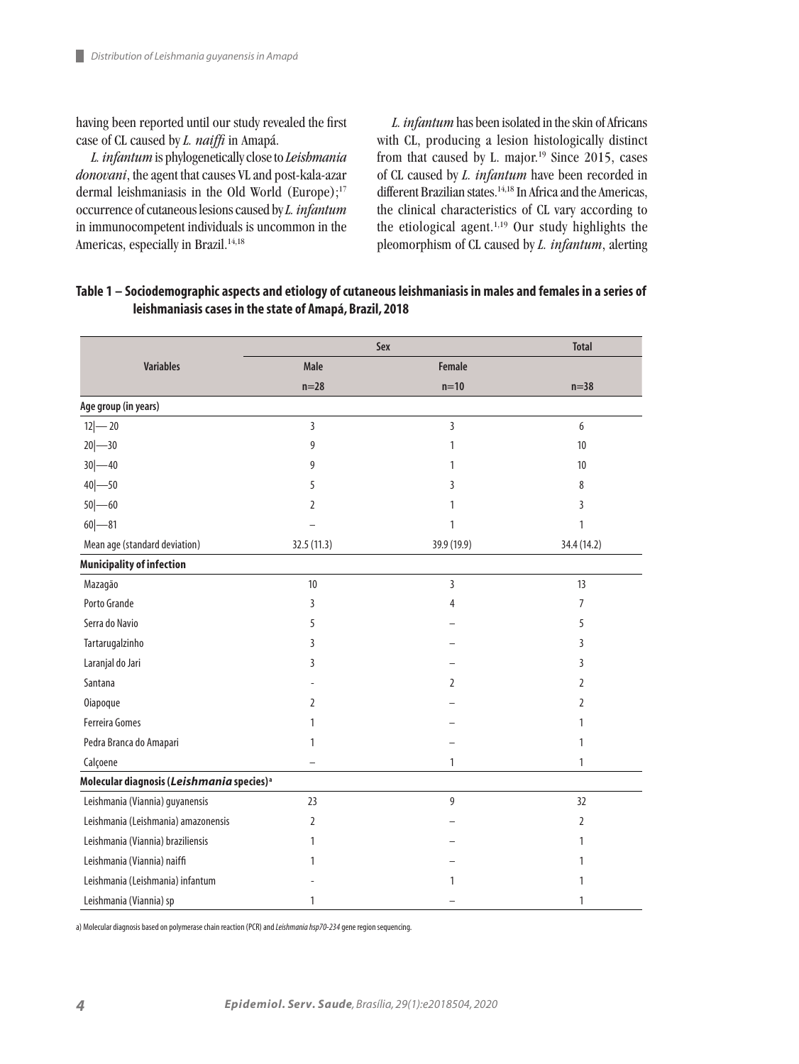having been reported until our study revealed the first case of CL caused by *L. naiffi* in Amapá.

*L. infantum* is phylogenetically close to *Leishmania donovani*, the agent that causes VL and post-kala-azar dermal leishmaniasis in the Old World (Europe);[17] occurrence of cutaneous lesions caused by *L. infantum* in immunocompetent individuals is uncommon in the Americas, especially in Brazil.[14,18]

*L. infantum* has been isolated in the skin of Africans with CL, producing a lesion histologically distinct from that caused by L. major.[19] Since 2015, cases of CL caused by *L. infantum* have been recorded in different Brazilian states.[14,18] In Africa and the Americas, the clinical characteristics of CL vary according to the etiological agent.[1,19] Our study highlights the pleomorphism of CL caused by *L. infantum*, alerting

**Table 1 – Sociodemographic aspects and etiology of cutaneous leishmaniasis in males and females in a series of leishmaniasis cases in the state of Amapá, Brazil, 2018**

| Variables | Sex | | Total |
|---|---|---|---|
| | Male | Female | |
| | n=28 | n=10 | n=38 |
| **Age group (in years)** | | | |
| 12\|— 20 | 3 | 3 | 6 |
| 20\|—30 | 9 | 1 | 10 |
| 30\|—40 | 9 | 1 | 10 |
| 40\|—50 | 5 | 3 | 8 |
| 50\|—60 | 2 | 1 | 3 |
| 60\|—81 | – | 1 | 1 |
| Mean age (standard deviation) | 32.5 (11.3) | 39.9 (19.9) | 34.4 (14.2) |
| **Municipality of infection** | | | |
| Mazagão | 10 | 3 | 13 |
| Porto Grande | 3 | 4 | 7 |
| Serra do Navio | 5 | – | 5 |
| Tartarugalzinho | 3 | – | 3 |
| Laranjal do Jari | 3 | – | 3 |
| Santana | - | 2 | 2 |
| Oiapoque | 2 | – | 2 |
| Ferreira Gomes | 1 | – | 1 |
| Pedra Branca do Amapari | 1 | – | 1 |
| Calçoene | – | 1 | 1 |
| **Molecular diagnosis (*Leishmania* species)[a]** | | | |
| Leishmania (Viannia) guyanensis | 23 | 9 | 32 |
| Leishmania (Leishmania) amazonensis | 2 | – | 2 |
| Leishmania (Viannia) braziliensis | 1 | – | 1 |
| Leishmania (Viannia) naiffi | 1 | – | 1 |
| Leishmania (Leishmania) infantum | - | 1 | 1 |
| Leishmania (Viannia) sp | 1 | – | 1 |

a) Molecular diagnosis based on polymerase chain reaction (PCR) and *Leishmania hsp70-234* gene region sequencing.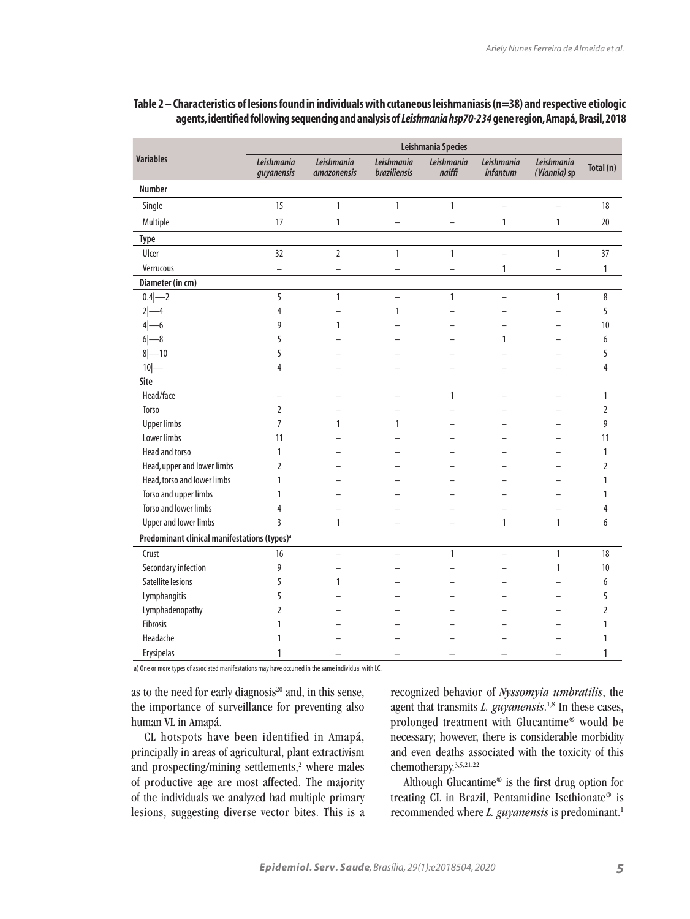**Table 2 – Characteristics of lesions found in individuals with cutaneous leishmaniasis (n=38) and respective etiologic agents, identified following sequencing and analysis of *Leishmania hsp70-234* gene region, Amapá, Brasil, 2018**

| Variables | Leishmania Species | | | | | | |
|---|---|---|---|---|---|---|---|
| | *Leishmania guyanensis* | *Leishmania amazonensis* | *Leishmania braziliensis* | *Leishmania naiffi* | *Leishmania infantum* | *Leishmania (Viannia)* sp | Total (n) |
| **Number** | | | | | | | |
| Single | 15 | 1 | 1 | 1 | – | – | 18 |
| Multiple | 17 | 1 | – | – | 1 | 1 | 20 |
| **Type** | | | | | | | |
| Ulcer | 32 | 2 | 1 | 1 | – | 1 | 37 |
| Verrucous | – | – | – | – | 1 | – | 1 |
| **Diameter (in cm)** | | | | | | | |
| 0.4\|—2 | 5 | 1 | – | 1 | – | 1 | 8 |
| 2\|—4 | 4 | – | 1 | – | – | – | 5 |
| 4\|—6 | 9 | 1 | – | – | – | – | 10 |
| 6\|—8 | 5 | – | – | – | 1 | – | 6 |
| 8\|—10 | 5 | – | – | – | – | – | 5 |
| 10\|— | 4 | – | – | – | – | – | 4 |
| **Site** | | | | | | | |
| Head/face | – | – | – | 1 | – | – | 1 |
| Torso | 2 | – | – | – | – | – | 2 |
| Upper limbs | 7 | 1 | 1 | – | – | – | 9 |
| Lower limbs | 11 | – | – | – | – | – | 11 |
| Head and torso | 1 | – | – | – | – | – | 1 |
| Head, upper and lower limbs | 2 | – | – | – | – | – | 2 |
| Head, torso and lower limbs | 1 | – | – | – | – | – | 1 |
| Torso and upper limbs | 1 | – | – | – | – | – | 1 |
| Torso and lower limbs | 4 | – | – | – | – | – | 4 |
| Upper and lower limbs | 3 | 1 | – | – | 1 | 1 | 6 |
| **Predominant clinical manifestations (types)[a]** | | | | | | | |
| Crust | 16 | – | – | 1 | – | 1 | 18 |
| Secondary infection | 9 | – | – | – | – | 1 | 10 |
| Satellite lesions | 5 | 1 | – | – | – | – | 6 |
| Lymphangitis | 5 | – | – | – | – | – | 5 |
| Lymphadenopathy | 2 | – | – | – | – | – | 2 |
| Fibrosis | 1 | – | – | – | – | – | 1 |
| Headache | 1 | – | – | – | – | – | 1 |
| Erysipelas | 1 | – | – | – | – | – | 1 |

a) One or more types of associated manifestations may have occurred in the same individual with LC.

as to the need for early diagnosis[20] and, in this sense, the importance of surveillance for preventing also human VL in Amapá.

CL hotspots have been identified in Amapá, principally in areas of agricultural, plant extractivism and prospecting/mining settlements,[2] where males of productive age are most affected. The majority of the individuals we analyzed had multiple primary lesions, suggesting diverse vector bites. This is a recognized behavior of *Nyssomyia umbratilis*, the agent that transmits *L. guyanensis*.[1,8] In these cases, prolonged treatment with Glucantime® would be necessary; however, there is considerable morbidity and even deaths associated with the toxicity of this chemotherapy.[3,5,21,22]

Although Glucantime® is the first drug option for treating CL in Brazil, Pentamidine Isethionate® is recommended where *L. guyanensis* is predominant.[1]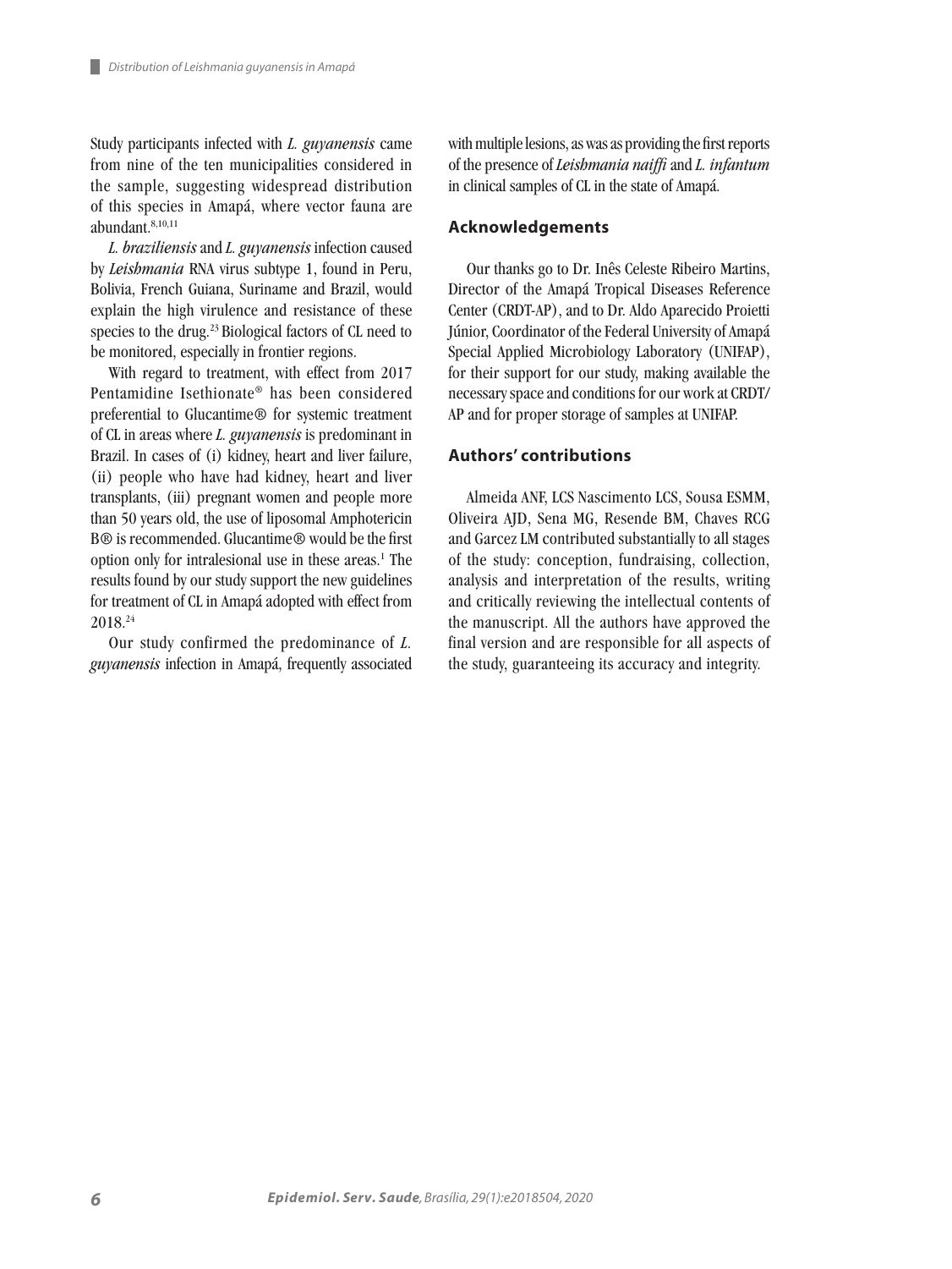Study participants infected with *L. guyanensis* came from nine of the ten municipalities considered in the sample, suggesting widespread distribution of this species in Amapá, where vector fauna are abundant.[8,10,11]

*L. braziliensis* and *L. guyanensis* infection caused by *Leishmania* RNA virus subtype 1, found in Peru, Bolivia, French Guiana, Suriname and Brazil, would explain the high virulence and resistance of these species to the drug.[23] Biological factors of CL need to be monitored, especially in frontier regions.

With regard to treatment, with effect from 2017 Pentamidine Isethionate® has been considered preferential to Glucantime® for systemic treatment of CL in areas where *L. guyanensis* is predominant in Brazil. In cases of (i) kidney, heart and liver failure, (ii) people who have had kidney, heart and liver transplants, (iii) pregnant women and people more than 50 years old, the use of liposomal Amphotericin B® is recommended. Glucantime® would be the first option only for intralesional use in these areas.[1] The results found by our study support the new guidelines for treatment of CL in Amapá adopted with effect from 2018.[24]

Our study confirmed the predominance of *L. guyanensis* infection in Amapá, frequently associated with multiple lesions, as was as providing the first reports of the presence of *Leishmania naiffi* and *L. infantum* in clinical samples of CL in the state of Amapá.

## Acknowledgements

Our thanks go to Dr. Inês Celeste Ribeiro Martins, Director of the Amapá Tropical Diseases Reference Center (CRDT-AP), and to Dr. Aldo Aparecido Proietti Júnior, Coordinator of the Federal University of Amapá Special Applied Microbiology Laboratory (UNIFAP), for their support for our study, making available the necessary space and conditions for our work at CRDT/AP and for proper storage of samples at UNIFAP.

## Authors' contributions

Almeida ANF, LCS Nascimento LCS, Sousa ESMM, Oliveira AJD, Sena MG, Resende BM, Chaves RCG and Garcez LM contributed substantially to all stages of the study: conception, fundraising, collection, analysis and interpretation of the results, writing and critically reviewing the intellectual contents of the manuscript. All the authors have approved the final version and are responsible for all aspects of the study, guaranteeing its accuracy and integrity.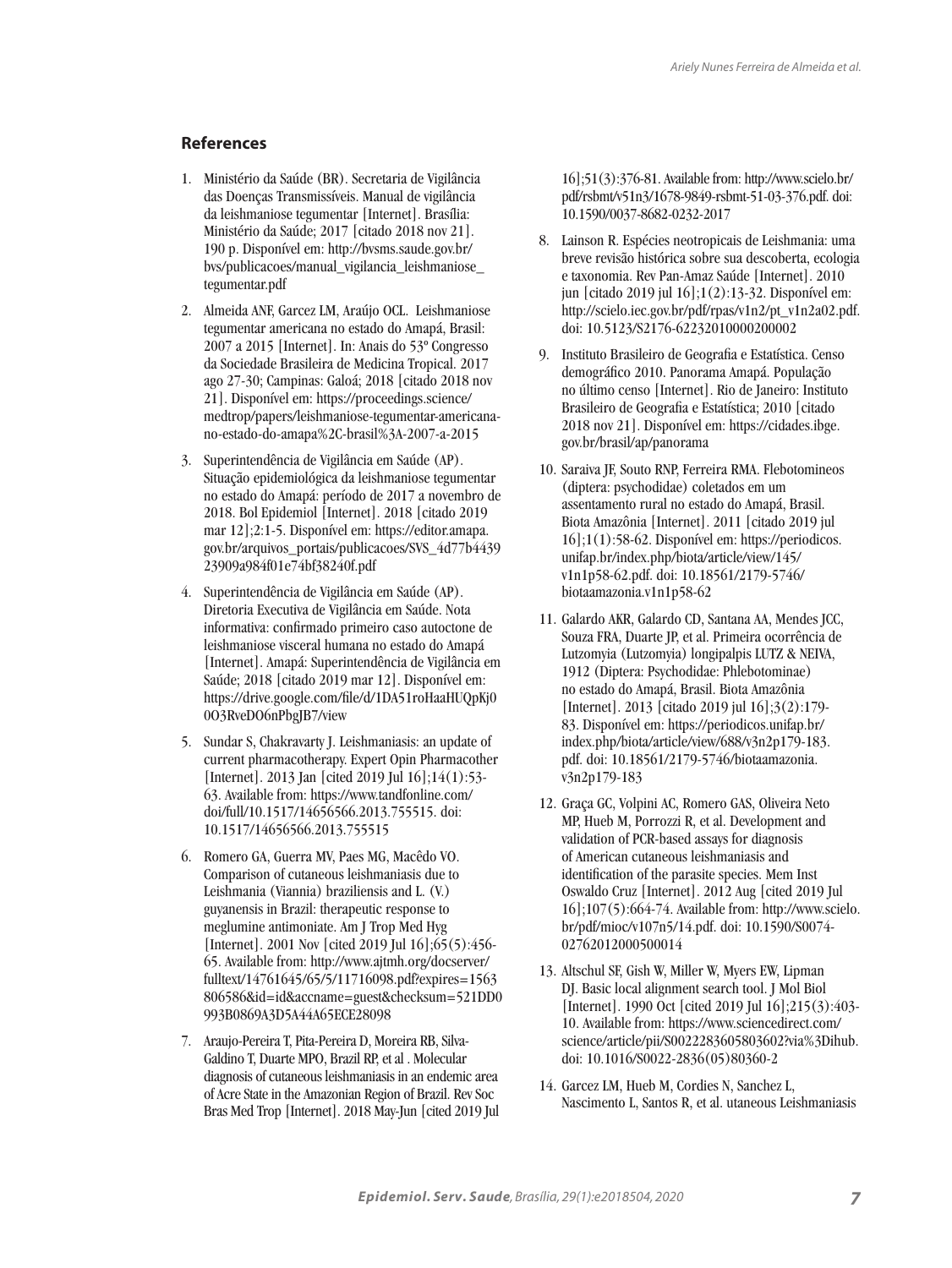## References

1. Ministério da Saúde (BR). Secretaria de Vigilância das Doenças Transmissíveis. Manual de vigilância da leishmaniose tegumentar [Internet]. Brasília: Ministério da Saúde; 2017 [citado 2018 nov 21]. 190 p. Disponível em: http://bvsms.saude.gov.br/bvs/publicacoes/manual_vigilancia_leishmaniose_tegumentar.pdf

2. Almeida ANF, Garcez LM, Araújo OCL. Leishmaniose tegumentar americana no estado do Amapá, Brasil: 2007 a 2015 [Internet]. In: Anais do 53º Congresso da Sociedade Brasileira de Medicina Tropical. 2017 ago 27-30; Campinas: Galoá; 2018 [citado 2018 nov 21]. Disponível em: https://proceedings.science/medtrop/papers/leishmaniose-tegumentar-americana-no-estado-do-amapa%2C-brasil%3A-2007-a-2015

3. Superintendência de Vigilância em Saúde (AP). Situação epidemiológica da leishmaniose tegumentar no estado do Amapá: período de 2017 a novembro de 2018. Bol Epidemiol [Internet]. 2018 [citado 2019 mar 12];2:1-5. Disponível em: https://editor.amapa.gov.br/arquivos_portais/publicacoes/SVS_4d77b443923909a984f01e74bf38240f.pdf

4. Superintendência de Vigilância em Saúde (AP). Diretoria Executiva de Vigilância em Saúde. Nota informativa: confirmado primeiro caso autoctone de leishmaniose visceral humana no estado do Amapá [Internet]. Amapá: Superintendência de Vigilância em Saúde; 2018 [citado 2019 mar 12]. Disponível em: https://drive.google.com/file/d/1DA51roHaaHUQpKj00O3RveDO6nPbgJB7/view

5. Sundar S, Chakravarty J. Leishmaniasis: an update of current pharmacotherapy. Expert Opin Pharmacother [Internet]. 2013 Jan [cited 2019 Jul 16];14(1):53-63. Available from: https://www.tandfonline.com/doi/full/10.1517/14656566.2013.755515. doi: 10.1517/14656566.2013.755515

6. Romero GA, Guerra MV, Paes MG, Macêdo VO. Comparison of cutaneous leishmaniasis due to Leishmania (Viannia) braziliensis and L. (V.) guyanensis in Brazil: therapeutic response to meglumine antimoniate. Am J Trop Med Hyg [Internet]. 2001 Nov [cited 2019 Jul 16];65(5):456-65. Available from: http://www.ajtmh.org/docserver/fulltext/14761645/65/5/11716098.pdf?expires=1563806586&id=id&accname=guest&checksum=521DD0993B0869A3D5A44A65ECE28098

7. Araujo-Pereira T, Pita-Pereira D, Moreira RB, Silva-Galdino T, Duarte MPO, Brazil RP, et al . Molecular diagnosis of cutaneous leishmaniasis in an endemic area of Acre State in the Amazonian Region of Brazil. Rev Soc Bras Med Trop [Internet]. 2018 May-Jun [cited 2019 Jul 16];51(3):376-81. Available from: http://www.scielo.br/pdf/rsbmt/v51n3/1678-9849-rsbmt-51-03-376.pdf. doi: 10.1590/0037-8682-0232-2017

8. Lainson R. Espécies neotropicais de Leishmania: uma breve revisão histórica sobre sua descoberta, ecologia e taxonomia. Rev Pan-Amaz Saúde [Internet]. 2010 jun [citado 2019 jul 16];1(2):13-32. Disponível em: http://scielo.iec.gov.br/pdf/rpas/v1n2/pt_v1n2a02.pdf. doi: 10.5123/S2176-62232010000200002

9. Instituto Brasileiro de Geografia e Estatística. Censo demográfico 2010. Panorama Amapá. População no último censo [Internet]. Rio de Janeiro: Instituto Brasileiro de Geografia e Estatística; 2010 [citado 2018 nov 21]. Disponível em: https://cidades.ibge.gov.br/brasil/ap/panorama

10. Saraiva JF, Souto RNP, Ferreira RMA. Flebotomineos (diptera: psychodidae) coletados em um assentamento rural no estado do Amapá, Brasil. Biota Amazônia [Internet]. 2011 [citado 2019 jul 16];1(1):58-62. Disponível em: https://periodicos.unifap.br/index.php/biota/article/view/145/v1n1p58-62.pdf. doi: 10.18561/2179-5746/biotaamazonia.v1n1p58-62

11. Galardo AKR, Galardo CD, Santana AA, Mendes JCC, Souza FRA, Duarte JP, et al. Primeira ocorrência de Lutzomyia (Lutzomyia) longipalpis LUTZ & NEIVA, 1912 (Diptera: Psychodidae: Phlebotominae) no estado do Amapá, Brasil. Biota Amazônia [Internet]. 2013 [citado 2019 jul 16];3(2):179-83. Disponível em: https://periodicos.unifap.br/index.php/biota/article/view/688/v3n2p179-183.pdf. doi: 10.18561/2179-5746/biotaamazonia.v3n2p179-183

12. Graça GC, Volpini AC, Romero GAS, Oliveira Neto MP, Hueb M, Porrozzi R, et al. Development and validation of PCR-based assays for diagnosis of American cutaneous leishmaniasis and identification of the parasite species. Mem Inst Oswaldo Cruz [Internet]. 2012 Aug [cited 2019 Jul 16];107(5):664-74. Available from: http://www.scielo.br/pdf/mioc/v107n5/14.pdf. doi: 10.1590/S0074-02762012000500014

13. Altschul SF, Gish W, Miller W, Myers EW, Lipman DJ. Basic local alignment search tool. J Mol Biol [Internet]. 1990 Oct [cited 2019 Jul 16];215(3):403-10. Available from: https://www.sciencedirect.com/science/article/pii/S0022283605803602?via%3Dihub. doi: 10.1016/S0022-2836(05)80360-2

14. Garcez LM, Hueb M, Cordies N, Sanchez L, Nascimento L, Santos R, et al. utaneous Leishmaniasis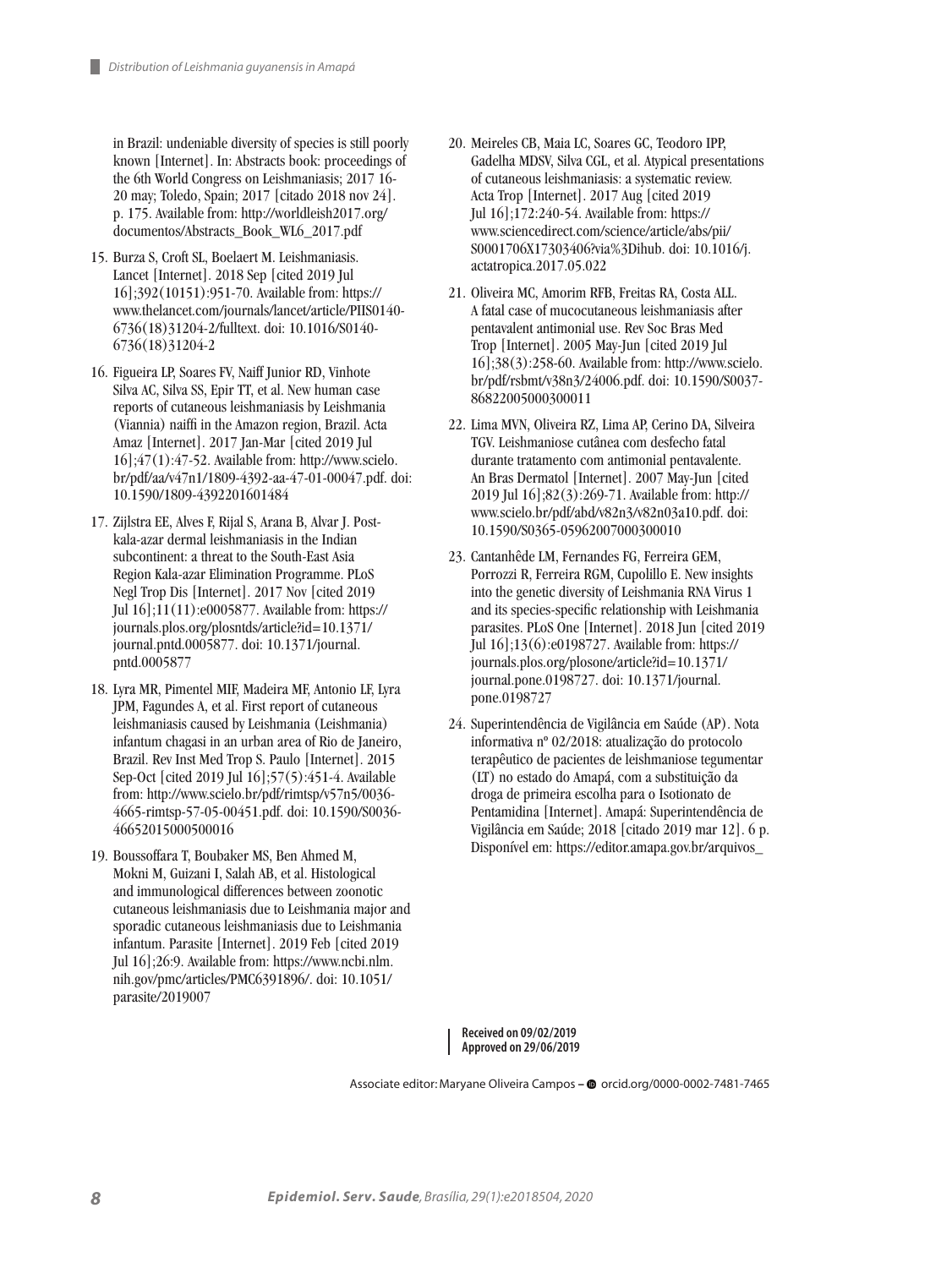in Brazil: undeniable diversity of species is still poorly known [Internet]. In: Abstracts book: proceedings of the 6th World Congress on Leishmaniasis; 2017 16-20 may; Toledo, Spain; 2017 [citado 2018 nov 24]. p. 175. Available from: http://worldleish2017.org/documentos/Abstracts_Book_WL6_2017.pdf

15. Burza S, Croft SL, Boelaert M. Leishmaniasis. Lancet [Internet]. 2018 Sep [cited 2019 Jul 16];392(10151):951-70. Available from: https://www.thelancet.com/journals/lancet/article/PIIS0140-6736(18)31204-2/fulltext. doi: 10.1016/S0140-6736(18)31204-2

16. Figueira LP, Soares FV, Naiff Junior RD, Vinhote Silva AC, Silva SS, Epir TT, et al. New human case reports of cutaneous leishmaniasis by Leishmania (Viannia) naiffi in the Amazon region, Brazil. Acta Amaz [Internet]. 2017 Jan-Mar [cited 2019 Jul 16];47(1):47-52. Available from: http://www.scielo.br/pdf/aa/v47n1/1809-4392-aa-47-01-00047.pdf. doi: 10.1590/1809-4392201601484

17. Zijlstra EE, Alves F, Rijal S, Arana B, Alvar J. Post-kala-azar dermal leishmaniasis in the Indian subcontinent: a threat to the South-East Asia Region Kala-azar Elimination Programme. PLoS Negl Trop Dis [Internet]. 2017 Nov [cited 2019 Jul 16];11(11):e0005877. Available from: https://journals.plos.org/plosntds/article?id=10.1371/journal.pntd.0005877. doi: 10.1371/journal.pntd.0005877

18. Lyra MR, Pimentel MIF, Madeira MF, Antonio LF, Lyra JPM, Fagundes A, et al. First report of cutaneous leishmaniasis caused by Leishmania (Leishmania) infantum chagasi in an urban area of Rio de Janeiro, Brazil. Rev Inst Med Trop S. Paulo [Internet]. 2015 Sep-Oct [cited 2019 Jul 16];57(5):451-4. Available from: http://www.scielo.br/pdf/rimtsp/v57n5/0036-4665-rimtsp-57-05-00451.pdf. doi: 10.1590/S0036-46652015000500016

19. Boussoffara T, Boubaker MS, Ben Ahmed M, Mokni M, Guizani I, Salah AB, et al. Histological and immunological differences between zoonotic cutaneous leishmaniasis due to Leishmania major and sporadic cutaneous leishmaniasis due to Leishmania infantum. Parasite [Internet]. 2019 Feb [cited 2019 Jul 16];26:9. Available from: https://www.ncbi.nlm.nih.gov/pmc/articles/PMC6391896/. doi: 10.1051/parasite/2019007

20. Meireles CB, Maia LC, Soares GC, Teodoro IPP, Gadelha MDSV, Silva CGL, et al. Atypical presentations of cutaneous leishmaniasis: a systematic review. Acta Trop [Internet]. 2017 Aug [cited 2019 Jul 16];172:240-54. Available from: https://www.sciencedirect.com/science/article/abs/pii/S0001706X17303406?via%3Dihub. doi: 10.1016/j.actatropica.2017.05.022

21. Oliveira MC, Amorim RFB, Freitas RA, Costa ALL. A fatal case of mucocutaneous leishmaniasis after pentavalent antimonial use. Rev Soc Bras Med Trop [Internet]. 2005 May-Jun [cited 2019 Jul 16];38(3):258-60. Available from: http://www.scielo.br/pdf/rsbmt/v38n3/24006.pdf. doi: 10.1590/S0037-86822005000300011

22. Lima MVN, Oliveira RZ, Lima AP, Cerino DA, Silveira TGV. Leishmaniose cutânea com desfecho fatal durante tratamento com antimonial pentavalente. An Bras Dermatol [Internet]. 2007 May-Jun [cited 2019 Jul 16];82(3):269-71. Available from: http://www.scielo.br/pdf/abd/v82n3/v82n03a10.pdf. doi: 10.1590/S0365-05962007000300010

23. Cantanhêde LM, Fernandes FG, Ferreira GEM, Porrozzi R, Ferreira RGM, Cupolillo E. New insights into the genetic diversity of Leishmania RNA Virus 1 and its species-specific relationship with Leishmania parasites. PLoS One [Internet]. 2018 Jun [cited 2019 Jul 16];13(6):e0198727. Available from: https://journals.plos.org/plosone/article?id=10.1371/journal.pone.0198727. doi: 10.1371/journal.pone.0198727

24. Superintendência de Vigilância em Saúde (AP). Nota informativa nº 02/2018: atualização do protocolo terapêutico de pacientes de leishmaniose tegumentar (LT) no estado do Amapá, com a substituição da droga de primeira escolha para o Isotionato de Pentamidina [Internet]. Amapá: Superintendência de Vigilância em Saúde; 2018 [citado 2019 mar 12]. 6 p. Disponível em: https://editor.amapa.gov.br/arquivos_

**Received on 09/02/2019**
**Approved on 29/06/2019**

Associate editor: Maryane Oliveira Campos – orcid.org/0000-0002-7481-7465